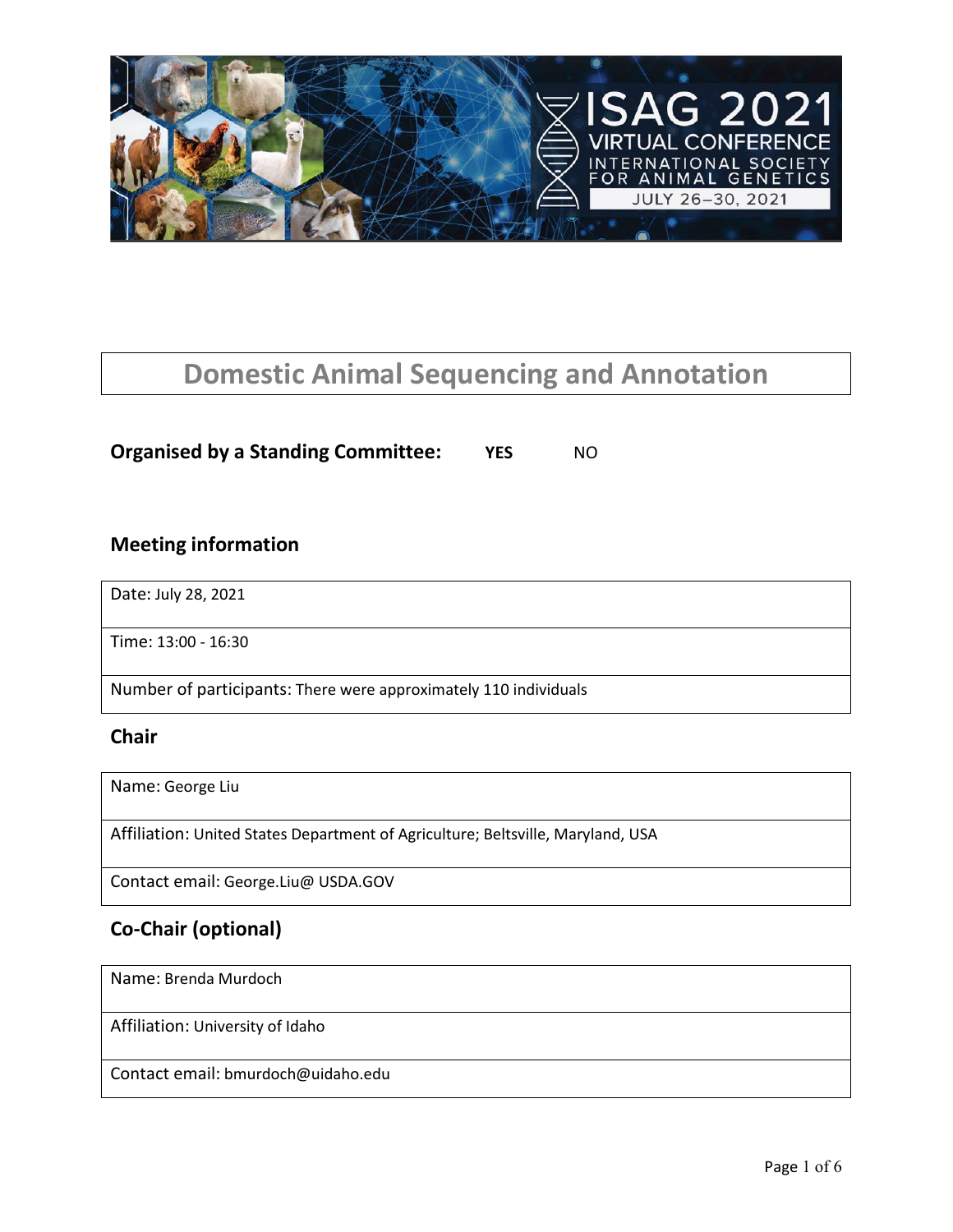# Domestic Animal Sequencing and Annotation

**Organised by a Standing Committee:** **YES** NO

## Meeting information

| |
|---|
| Date: July 28, 2021 |
| Time: 13:00 - 16:30 |
| Number of participants: There were approximately 110 individuals |

## Chair

| |
|---|
| Name: George Liu |
| Affiliation: United States Department of Agriculture; Beltsville, Maryland, USA |
| Contact email: George.Liu@ USDA.GOV |

## Co-Chair (optional)

| |
|---|
| Name: Brenda Murdoch |
| Affiliation: University of Idaho |
| Contact email: bmurdoch@uidaho.edu |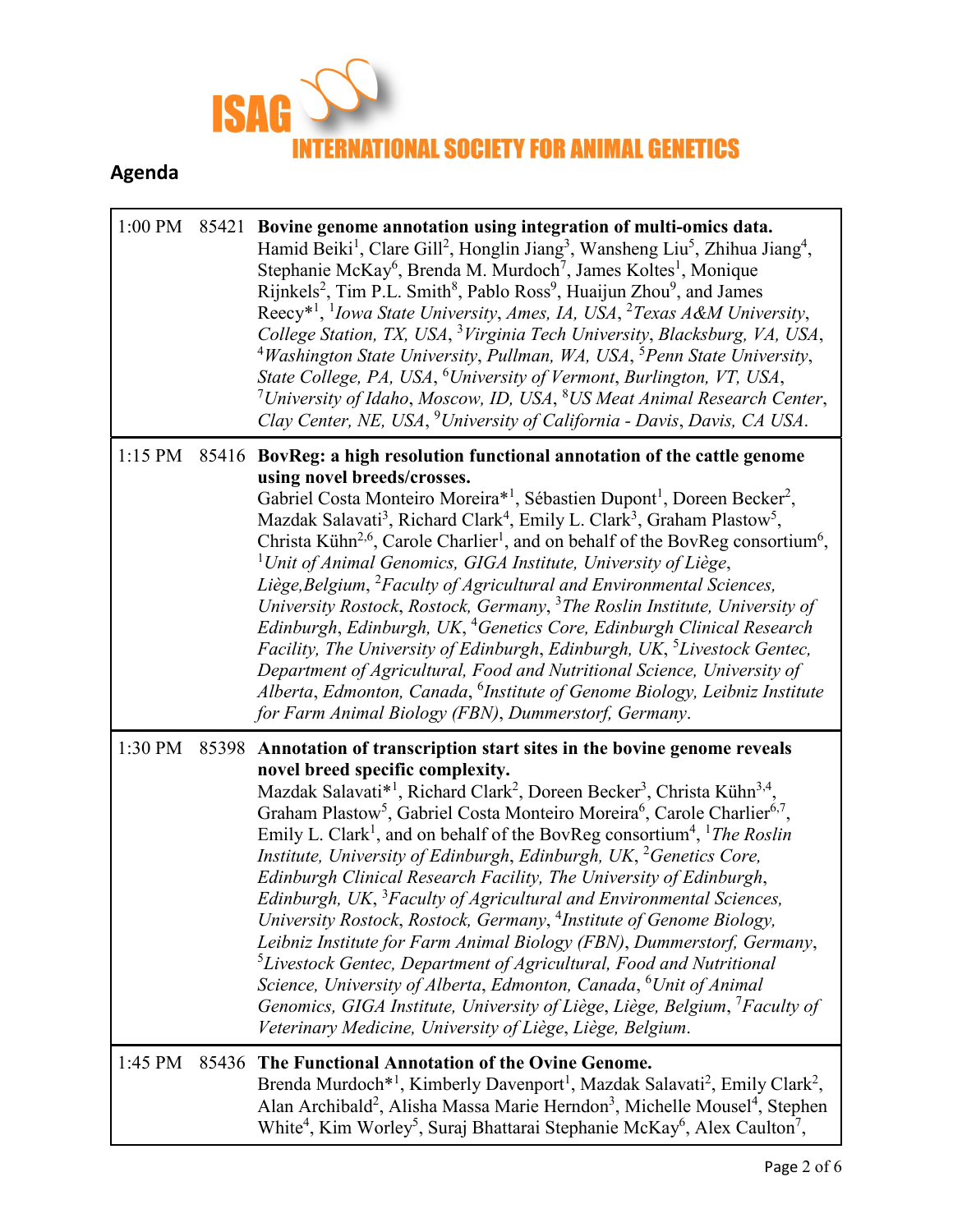## Agenda

| | | |
|---|---|---|
| 1:00 PM | 85421 | **Bovine genome annotation using integration of multi-omics data.** Hamid Beiki[1], Clare Gill[2], Honglin Jiang[3], Wansheng Liu[5], Zhihua Jiang[4], Stephanie McKay[6], Brenda M. Murdoch[7], James Koltes[1], Monique Rijnkels[2], Tim P.L. Smith[8], Pablo Ross[9], Huaijun Zhou[9], and James Reecy*[1], [1]*Iowa State University*, *Ames, IA, USA*, [2]*Texas A&M University*, *College Station, TX, USA*, [3]*Virginia Tech University*, *Blacksburg, VA, USA*, [4]*Washington State University*, *Pullman, WA, USA*, [5]*Penn State University*, *State College, PA, USA*, [6]*University of Vermont*, *Burlington, VT, USA*, [7]*University of Idaho*, *Moscow, ID, USA*, [8]*US Meat Animal Research Center*, *Clay Center, NE, USA*, [9]*University of California - Davis*, *Davis, CA USA*. |
| 1:15 PM | 85416 | **BovReg: a high resolution functional annotation of the cattle genome using novel breeds/crosses.** Gabriel Costa Monteiro Moreira*[1], Sébastien Dupont[1], Doreen Becker[2], Mazdak Salavati[3], Richard Clark[4], Emily L. Clark[3], Graham Plastow[5], Christa Kühn[2,6], Carole Charlier[1], and on behalf of the BovReg consortium[6], [1]*Unit of Animal Genomics, GIGA Institute, University of Liège*, *Liège,Belgium*, [2]*Faculty of Agricultural and Environmental Sciences, University Rostock*, *Rostock, Germany*, [3]*The Roslin Institute, University of Edinburgh*, *Edinburgh, UK*, [4]*Genetics Core, Edinburgh Clinical Research Facility, The University of Edinburgh*, *Edinburgh, UK*, [5]*Livestock Gentec, Department of Agricultural, Food and Nutritional Science, University of Alberta*, *Edmonton, Canada*, [6]*Institute of Genome Biology, Leibniz Institute for Farm Animal Biology (FBN)*, *Dummerstorf, Germany*. |
| 1:30 PM | 85398 | **Annotation of transcription start sites in the bovine genome reveals novel breed specific complexity.** Mazdak Salavati*[1], Richard Clark[2], Doreen Becker[3], Christa Kühn[3,4], Graham Plastow[5], Gabriel Costa Monteiro Moreira[6], Carole Charlier[6,7], Emily L. Clark[1], and on behalf of the BovReg consortium[4], [1]*The Roslin Institute, University of Edinburgh*, *Edinburgh, UK*, [2]*Genetics Core, Edinburgh Clinical Research Facility, The University of Edinburgh*, *Edinburgh, UK*, [3]*Faculty of Agricultural and Environmental Sciences, University Rostock*, *Rostock, Germany*, [4]*Institute of Genome Biology, Leibniz Institute for Farm Animal Biology (FBN)*, *Dummerstorf, Germany*, [5]*Livestock Gentec, Department of Agricultural, Food and Nutritional Science, University of Alberta*, *Edmonton, Canada*, [6]*Unit of Animal Genomics, GIGA Institute, University of Liège*, *Liège, Belgium*, [7]*Faculty of Veterinary Medicine, University of Liège*, *Liège, Belgium*. |
| 1:45 PM | 85436 | **The Functional Annotation of the Ovine Genome.** Brenda Murdoch*[1], Kimberly Davenport[1], Mazdak Salavati[2], Emily Clark[2], Alan Archibald[2], Alisha Massa Marie Herndon[3], Michelle Mousel[4], Stephen White[4], Kim Worley[5], Suraj Bhattarai Stephanie McKay[6], Alex Caulton[7], |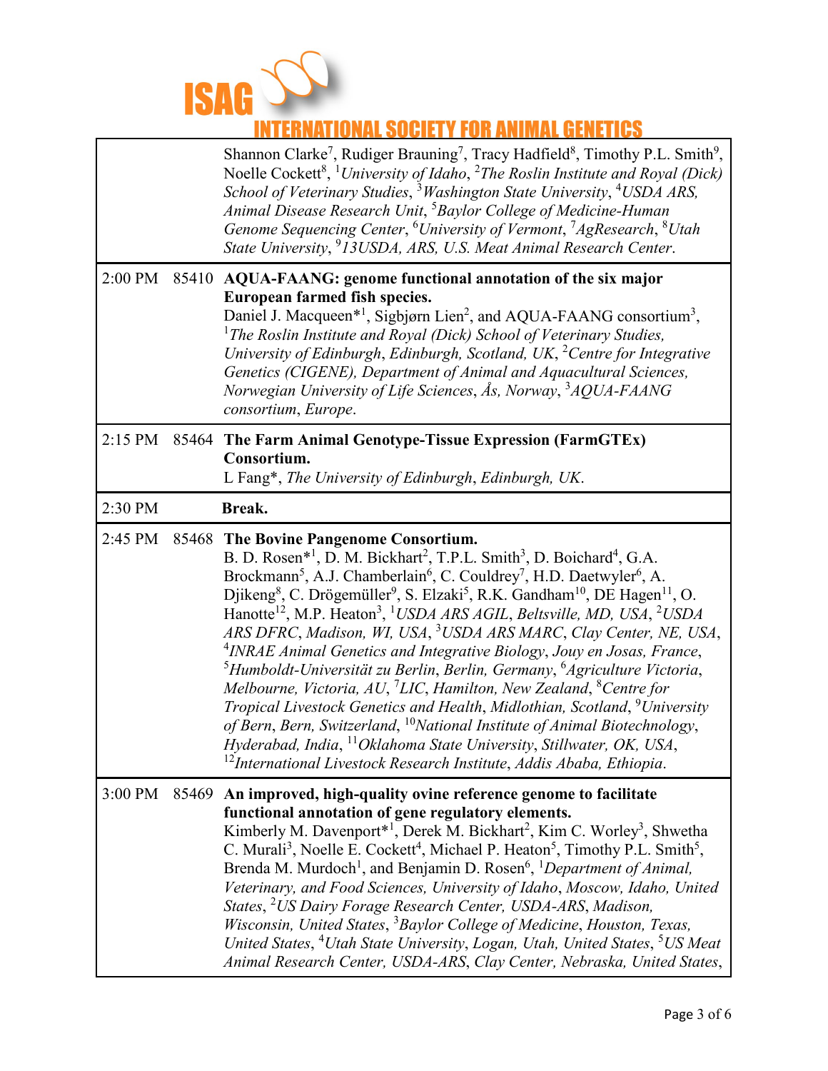| | | |
|---|---|---|
| | | Shannon Clarke[7], Rudiger Brauning[7], Tracy Hadfield[8], Timothy P.L. Smith[9], Noelle Cockett[8], [1]*University of Idaho*, [2]*The Roslin Institute and Royal (Dick) School of Veterinary Studies*, [3]*Washington State University*, [4]*USDA ARS, Animal Disease Research Unit*, [5]*Baylor College of Medicine-Human Genome Sequencing Center*, [6]*University of Vermont*, [7]*AgResearch*, [8]*Utah State University*, [9]*13USDA, ARS, U.S. Meat Animal Research Center*. |
| 2:00 PM | 85410 | **AQUA-FAANG: genome functional annotation of the six major European farmed fish species.** Daniel J. Macqueen*[1], Sigbjørn Lien[2], and AQUA-FAANG consortium[3], [1]*The Roslin Institute and Royal (Dick) School of Veterinary Studies, University of Edinburgh*, *Edinburgh, Scotland, UK*, [2]*Centre for Integrative Genetics (CIGENE), Department of Animal and Aquacultural Sciences, Norwegian University of Life Sciences*, *Ås, Norway*, [3]*AQUA-FAANG consortium*, *Europe*. |
| 2:15 PM | 85464 | **The Farm Animal Genotype-Tissue Expression (FarmGTEx) Consortium.** L Fang*, *The University of Edinburgh*, *Edinburgh, UK*. |
| 2:30 PM | | **Break.** |
| 2:45 PM | 85468 | **The Bovine Pangenome Consortium.** B. D. Rosen*[1], D. M. Bickhart[2], T.P.L. Smith[3], D. Boichard[4], G.A. Brockmann[5], A.J. Chamberlain[6], C. Couldrey[7], H.D. Daetwyler[6], A. Djikeng[8], C. Drögemüller[9], S. Elzaki[5], R.K. Gandham[10], DE Hagen[11], O. Hanotte[12], M.P. Heaton[3], [1]*USDA ARS AGIL*, *Beltsville, MD, USA*, [2]*USDA ARS DFRC*, *Madison, WI, USA*, [3]*USDA ARS MARC*, *Clay Center, NE, USA*, [4]*INRAE Animal Genetics and Integrative Biology*, *Jouy en Josas, France*, [5]*Humboldt-Universität zu Berlin*, *Berlin, Germany*, [6]*Agriculture Victoria*, *Melbourne, Victoria, AU*, [7]*LIC*, *Hamilton, New Zealand*, [8]*Centre for Tropical Livestock Genetics and Health*, *Midlothian, Scotland*, [9]*University of Bern*, *Bern, Switzerland*, [10]*National Institute of Animal Biotechnology*, *Hyderabad, India*, [11]*Oklahoma State University*, *Stillwater, OK, USA*, [12]*International Livestock Research Institute*, *Addis Ababa, Ethiopia*. |
| 3:00 PM | 85469 | **An improved, high-quality ovine reference genome to facilitate functional annotation of gene regulatory elements.** Kimberly M. Davenport*[1], Derek M. Bickhart[2], Kim C. Worley[3], Shwetha C. Murali[3], Noelle E. Cockett[4], Michael P. Heaton[5], Timothy P.L. Smith[5], Brenda M. Murdoch[1], and Benjamin D. Rosen[6], [1]*Department of Animal, Veterinary, and Food Sciences, University of Idaho*, *Moscow, Idaho, United States*, [2]*US Dairy Forage Research Center, USDA-ARS*, *Madison, Wisconsin, United States*, [3]*Baylor College of Medicine*, *Houston, Texas, United States*, [4]*Utah State University*, *Logan, Utah, United States*, [5]*US Meat Animal Research Center, USDA-ARS*, *Clay Center, Nebraska, United States*, |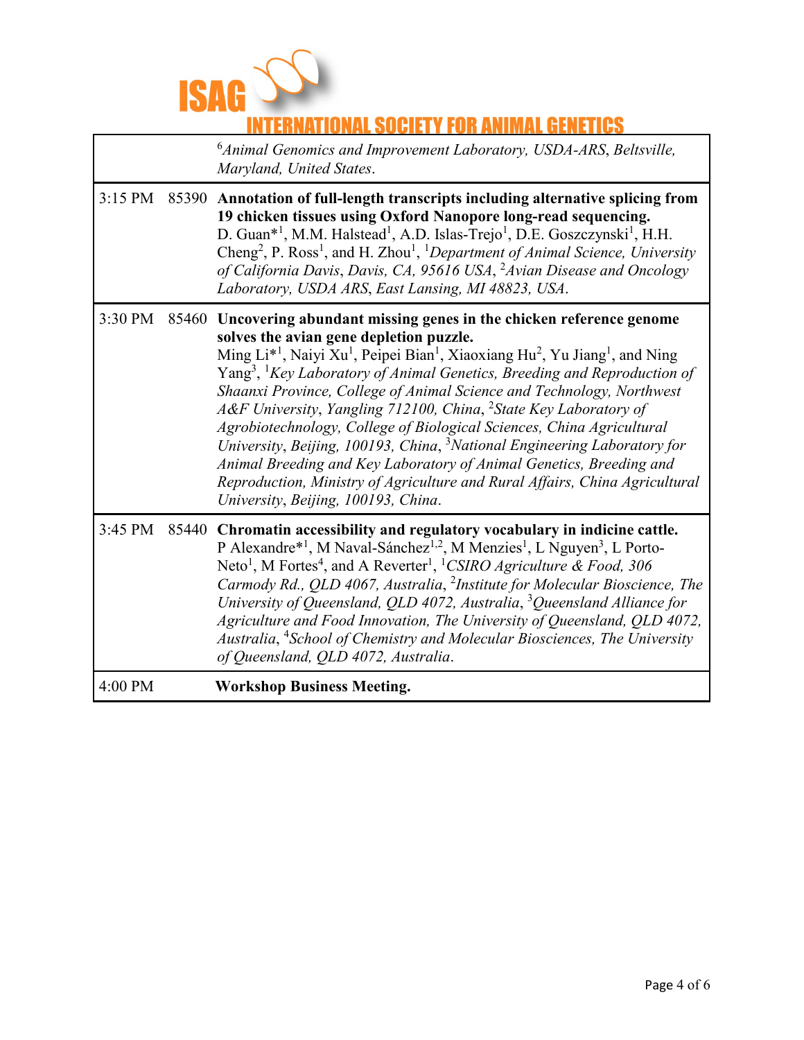| | | |
|---|---|---|
| | | [6]*Animal Genomics and Improvement Laboratory, USDA-ARS*, *Beltsville, Maryland, United States*. |
| 3:15 PM | 85390 | **Annotation of full-length transcripts including alternative splicing from 19 chicken tissues using Oxford Nanopore long-read sequencing.** D. Guan*[1], M.M. Halstead[1], A.D. Islas-Trejo[1], D.E. Goszczynski[1], H.H. Cheng[2], P. Ross[1], and H. Zhou[1], [1]*Department of Animal Science, University of California Davis*, *Davis, CA, 95616 USA*, [2]*Avian Disease and Oncology Laboratory, USDA ARS*, *East Lansing, MI 48823, USA*. |
| 3:30 PM | 85460 | **Uncovering abundant missing genes in the chicken reference genome solves the avian gene depletion puzzle.** Ming Li*[1], Naiyi Xu[1], Peipei Bian[1], Xiaoxiang Hu[2], Yu Jiang[1], and Ning Yang[3], [1]*Key Laboratory of Animal Genetics, Breeding and Reproduction of Shaanxi Province, College of Animal Science and Technology, Northwest A&F University*, *Yangling 712100, China*, [2]*State Key Laboratory of Agrobiotechnology, College of Biological Sciences, China Agricultural University*, *Beijing, 100193, China*, [3]*National Engineering Laboratory for Animal Breeding and Key Laboratory of Animal Genetics, Breeding and Reproduction, Ministry of Agriculture and Rural Affairs, China Agricultural University*, *Beijing, 100193, China*. |
| 3:45 PM | 85440 | **Chromatin accessibility and regulatory vocabulary in indicine cattle.** P Alexandre*[1], M Naval-Sánchez[1,2], M Menzies[1], L Nguyen[3], L Porto-Neto[1], M Fortes[4], and A Reverter[1], [1]*CSIRO Agriculture & Food, 306 Carmody Rd., QLD 4067, Australia*, [2]*Institute for Molecular Bioscience, The University of Queensland, QLD 4072, Australia*, [3]*Queensland Alliance for Agriculture and Food Innovation, The University of Queensland, QLD 4072, Australia*, [4]*School of Chemistry and Molecular Biosciences, The University of Queensland, QLD 4072, Australia*. |
| 4:00 PM | | **Workshop Business Meeting.** |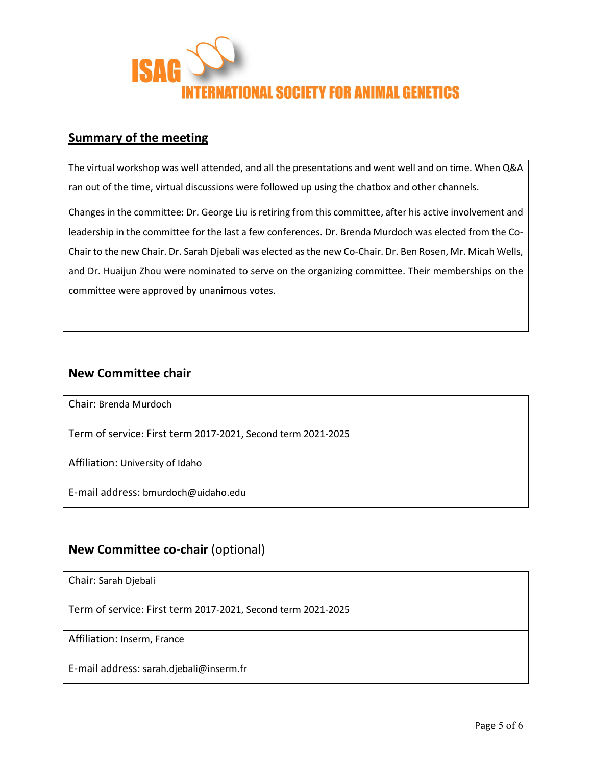ISAG
INTERNATIONAL SOCIETY FOR ANIMAL GENETICS

## Summary of the meeting

The virtual workshop was well attended, and all the presentations and went well and on time. When Q&A ran out of the time, virtual discussions were followed up using the chatbox and other channels.

Changes in the committee: Dr. George Liu is retiring from this committee, after his active involvement and leadership in the committee for the last a few conferences. Dr. Brenda Murdoch was elected from the Co-Chair to the new Chair. Dr. Sarah Djebali was elected as the new Co-Chair. Dr. Ben Rosen, Mr. Micah Wells, and Dr. Huaijun Zhou were nominated to serve on the organizing committee. Their memberships on the committee were approved by unanimous votes.

## New Committee chair

| Chair: Brenda Murdoch |
|---|
| Term of service: First term 2017-2021, Second term 2021-2025 |
| Affiliation: University of Idaho |
| E-mail address: bmurdoch@uidaho.edu |

## New Committee co-chair (optional)

| Chair: Sarah Djebali |
|---|
| Term of service: First term 2017-2021, Second term 2021-2025 |
| Affiliation: Inserm, France |
| E-mail address: sarah.djebali@inserm.fr |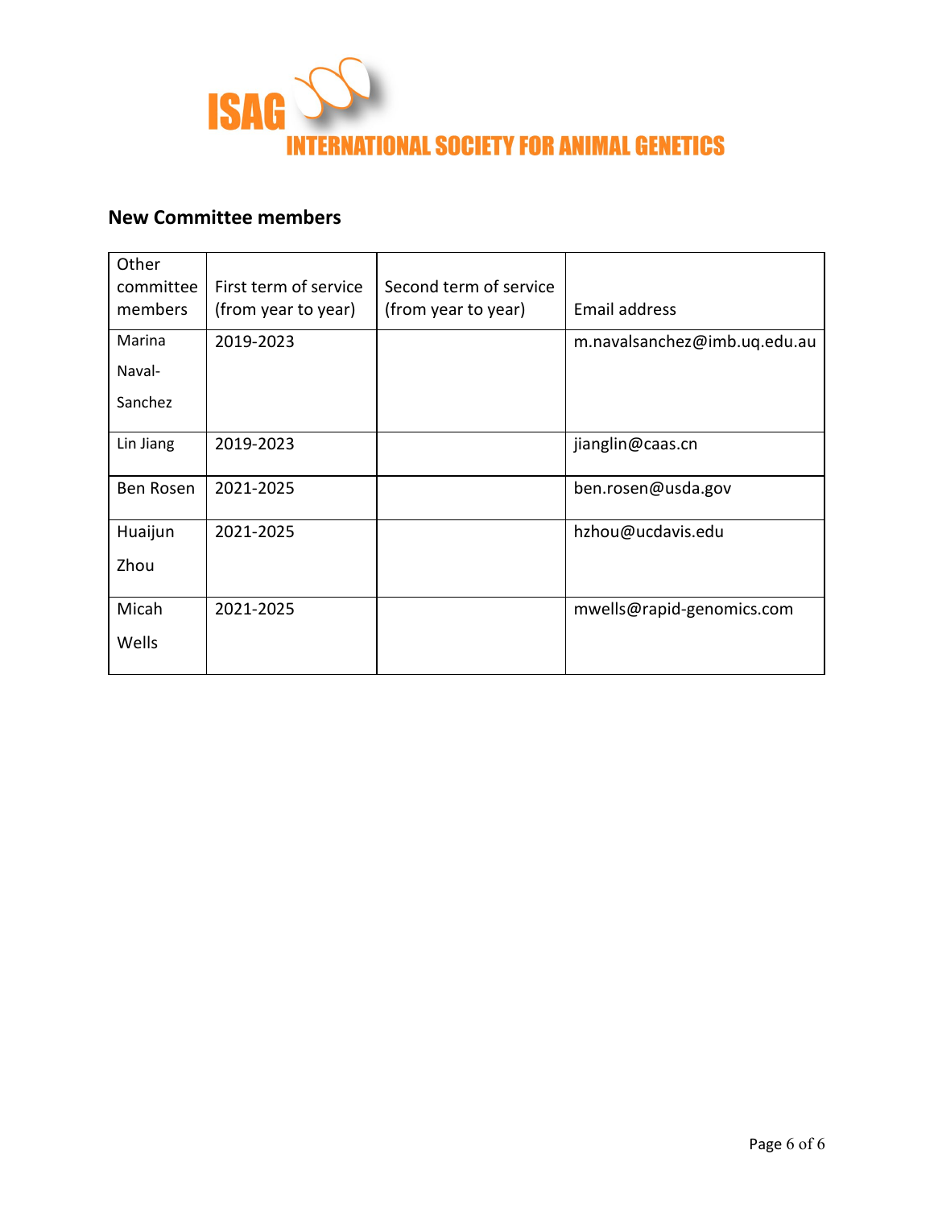ISAG INTERNATIONAL SOCIETY FOR ANIMAL GENETICS

## New Committee members

| Other committee members | First term of service (from year to year) | Second term of service (from year to year) | Email address |
|---|---|---|---|
| Marina Naval-Sanchez | 2019-2023 | | m.navalsanchez@imb.uq.edu.au |
| Lin Jiang | 2019-2023 | | jianglin@caas.cn |
| Ben Rosen | 2021-2025 | | ben.rosen@usda.gov |
| Huaijun Zhou | 2021-2025 | | hzhou@ucdavis.edu |
| Micah Wells | 2021-2025 | | mwells@rapid-genomics.com |